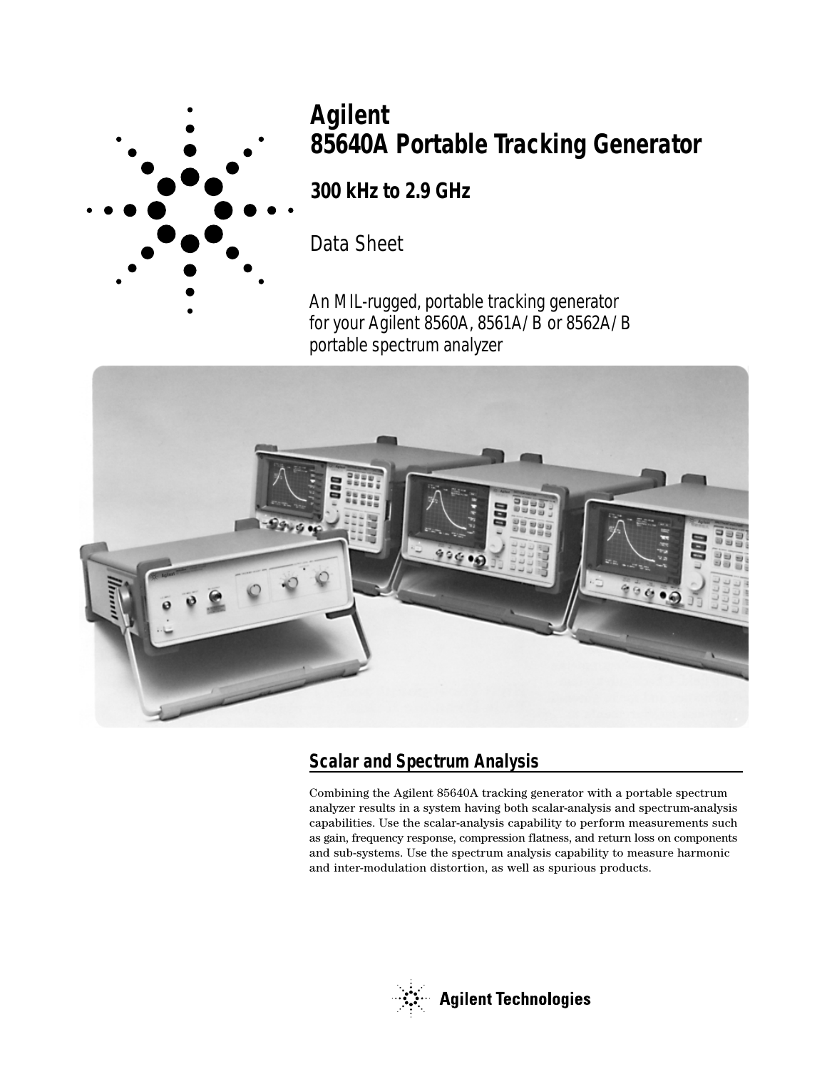# Agilent 85640A Portable Tracking Generator

## 300 kHz to 2.9 GHz

Data Sheet

An MIL-rugged, portable tracking generator for your Agilent 8560A, 8561A/B or 8562A/B portable spectrum analyzer

## Scalar and Spectrum Analysis

Combining the Agilent 85640A tracking generator with a portable spectrum analyzer results in a system having both scalar-analysis and spectrum-analysis capabilities. Use the scalar-analysis capability to perform measurements such as gain, frequency response, compression flatness, and return loss on components and sub-systems. Use the spectrum analysis capability to measure harmonic and inter-modulation distortion, as well as spurious products.

Agilent Technologies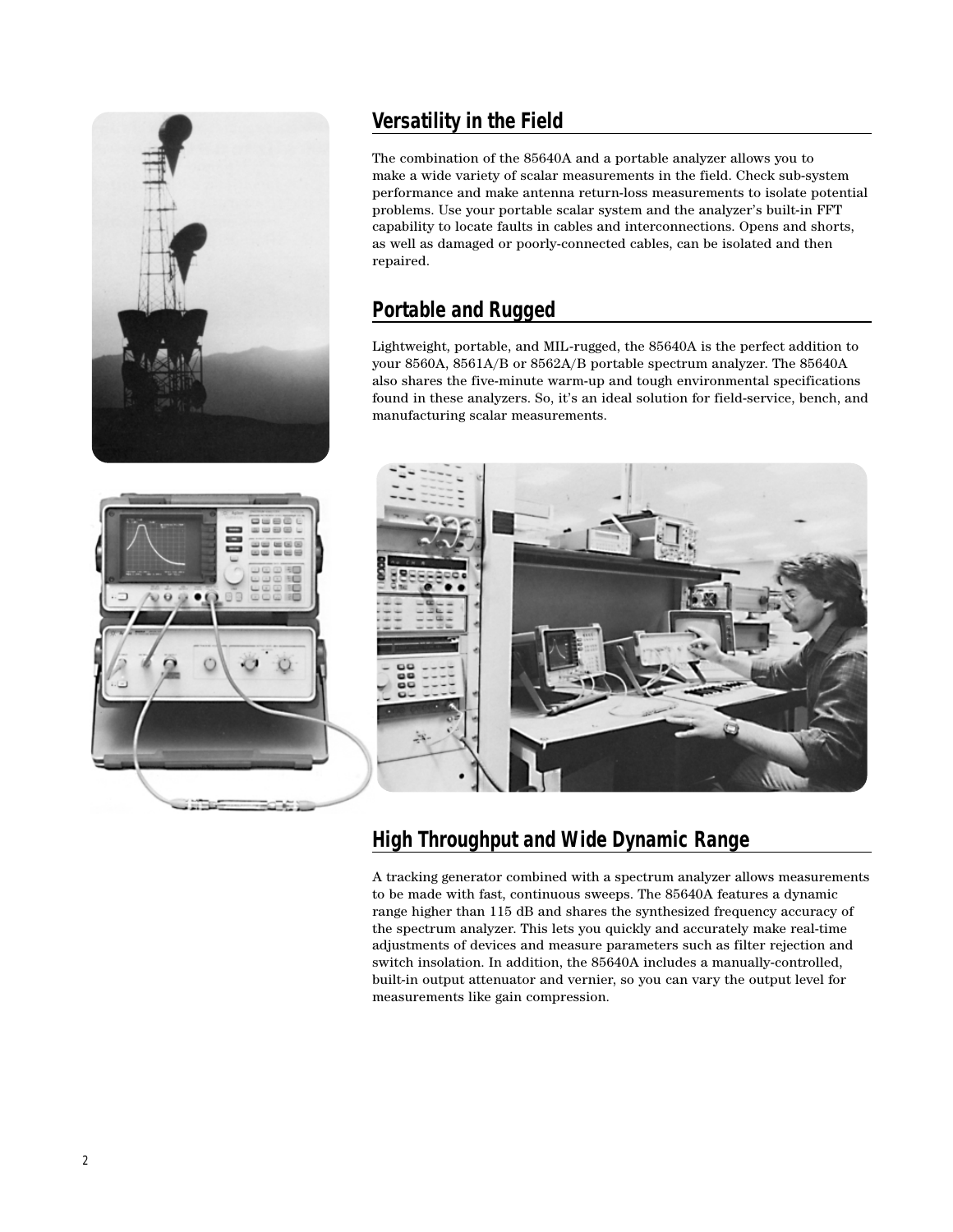## Versatility in the Field

The combination of the 85640A and a portable analyzer allows you to make a wide variety of scalar measurements in the field. Check sub-system performance and make antenna return-loss measurements to isolate potential problems. Use your portable scalar system and the analyzer's built-in FFT capability to locate faults in cables and interconnections. Opens and shorts, as well as damaged or poorly-connected cables, can be isolated and then repaired.

## Portable and Rugged

Lightweight, portable, and MIL-rugged, the 85640A is the perfect addition to your 8560A, 8561A/B or 8562A/B portable spectrum analyzer. The 85640A also shares the five-minute warm-up and tough environmental specifications found in these analyzers. So, it's an ideal solution for field-service, bench, and manufacturing scalar measurements.

## High Throughput and Wide Dynamic Range

A tracking generator combined with a spectrum analyzer allows measurements to be made with fast, continuous sweeps. The 85640A features a dynamic range higher than 115 dB and shares the synthesized frequency accuracy of the spectrum analyzer. This lets you quickly and accurately make real-time adjustments of devices and measure parameters such as filter rejection and switch insolation. In addition, the 85640A includes a manually-controlled, built-in output attenuator and vernier, so you can vary the output level for measurements like gain compression.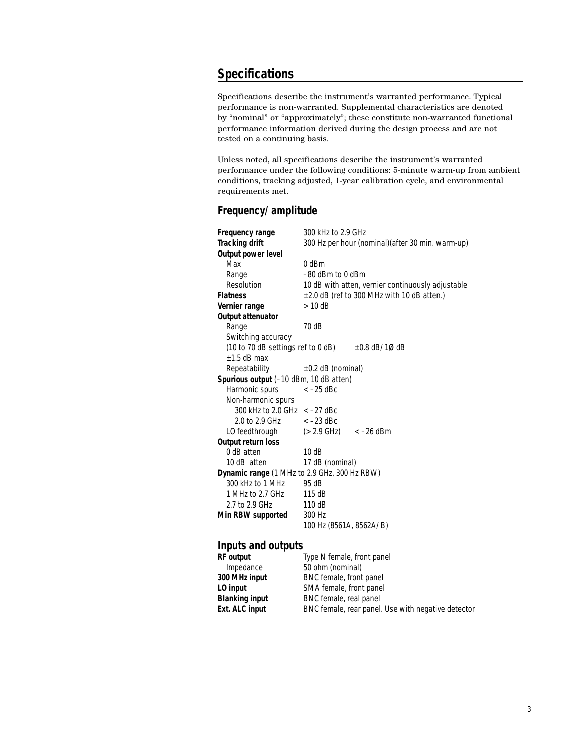## Specifications

Specifications describe the instrument's warranted performance. Typical performance is non-warranted. Supplemental characteristics are denoted by "nominal" or "approximately"; these constitute non-warranted functional performance information derived during the design process and are not tested on a continuing basis.

Unless noted, all specifications describe the instrument's warranted performance under the following conditions: 5-minute warm-up from ambient conditions, tracking adjusted, 1-year calibration cycle, and environmental requirements met.

### Frequency/amplitude

| | |
|---|---|
| **Frequency range** | 300 kHz to 2.9 GHz |
| **Tracking drift** | 300 Hz per hour (nominal)(after 30 min. warm-up) |
| **Output power level** | |
| Max | 0 dBm |
| Range | –80 dBm to 0 dBm |
| Resolution | 10 dB with atten, vernier continuously adjustable |
| **Flatness** | ±2.0 dB (ref to 300 MHz with 10 dB atten.) |
| **Vernier range** | > 10 dB |
| **Output attenuator** | |
| Range | 70 dB |
| Switching accuracy | |
| (10 to 70 dB settings ref to 0 dB) | ±0.8 dB/1Ø dB |
| ±1.5 dB max | |
| Repeatability | ±0.2 dB (nominal) |
| **Spurious output** (–10 dBm, 10 dB atten) | |
| Harmonic spurs | < –25 dBc |
| Non-harmonic spurs | |
| 300 kHz to 2.0 GHz | < –27 dBc |
| 2.0 to 2.9 GHz | < –23 dBc |
| LO feedthrough | (> 2.9 GHz) < –26 dBm |
| **Output return loss** | |
| 0 dB atten | 10 dB |
| 10 dB atten | 17 dB (nominal) |
| **Dynamic range** (1 MHz to 2.9 GHz, 300 Hz RBW) | |
| 300 kHz to 1 MHz | 95 dB |
| 1 MHz to 2.7 GHz | 115 dB |
| 2.7 to 2.9 GHz | 110 dB |
| **Min RBW supported** | 300 Hz |
| | 100 Hz (8561A, 8562A/B) |

### Inputs and outputs

| | |
|---|---|
| **RF output** | Type N female, front panel |
| Impedance | 50 ohm (nominal) |
| **300 MHz input** | BNC female, front panel |
| **LO input** | SMA female, front panel |
| **Blanking input** | BNC female, real panel |
| **Ext. ALC input** | BNC female, rear panel. Use with negative detector |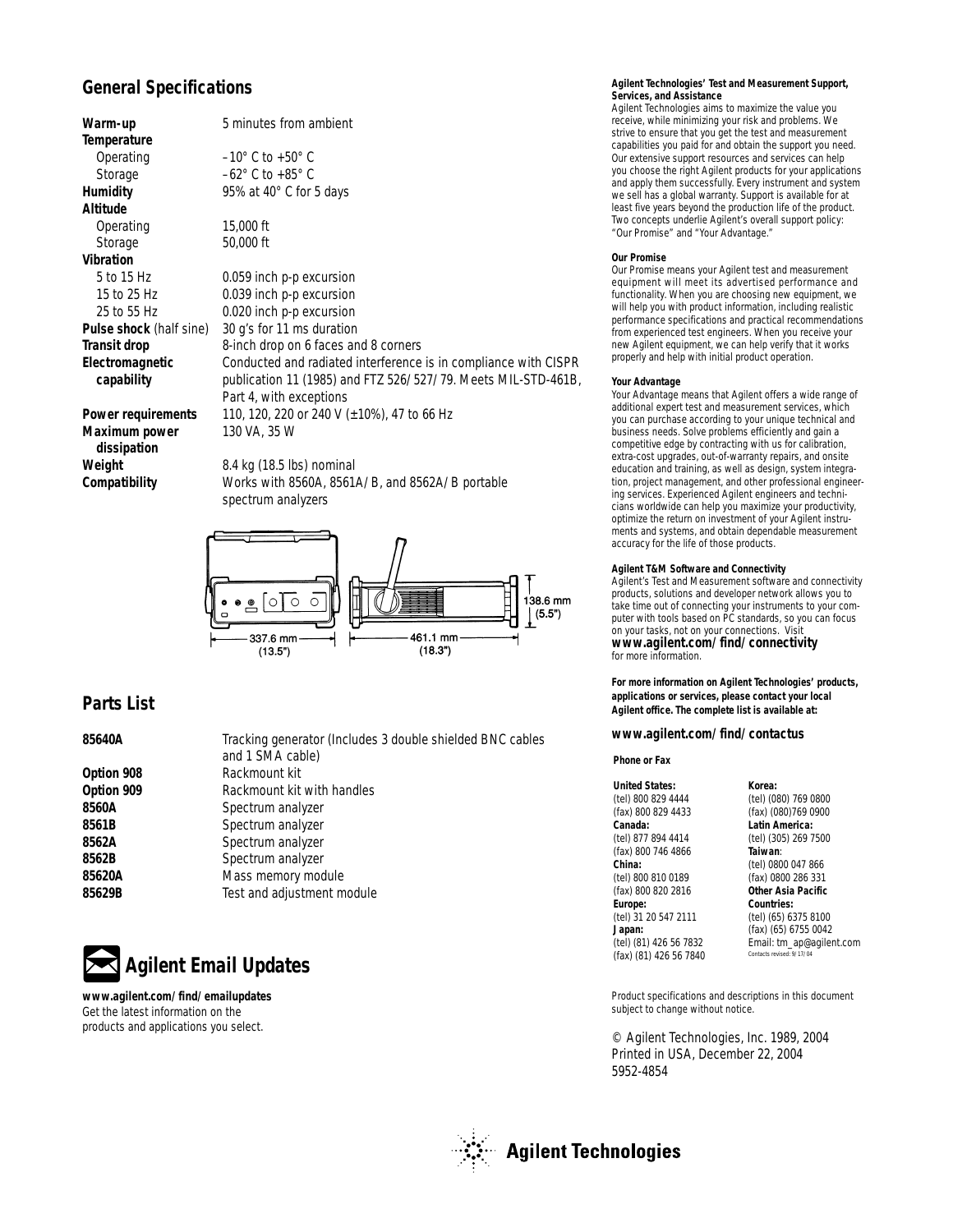## General Specifications

| | |
|---|---|
| **Warm-up** | 5 minutes from ambient |
| **Temperature** | |
| Operating | –10° C to +50° C |
| Storage | –62° C to +85° C |
| **Humidity** | 95% at 40° C for 5 days |
| **Altitude** | |
| Operating | 15,000 ft |
| Storage | 50,000 ft |
| **Vibration** | |
| 5 to 15 Hz | 0.059 inch p-p excursion |
| 15 to 25 Hz | 0.039 inch p-p excursion |
| 25 to 55 Hz | 0.020 inch p-p excursion |
| **Pulse shock** (half sine) | 30 g's for 11 ms duration |
| **Transit drop** | 8-inch drop on 6 faces and 8 corners |
| **Electromagnetic capability** | Conducted and radiated interference is in compliance with CISPR publication 11 (1985) and FTZ 526/527/79. Meets MIL-STD-461B, Part 4, with exceptions |
| **Power requirements** | 110, 120, 220 or 240 V (±10%), 47 to 66 Hz |
| **Maximum power dissipation** | 130 VA, 35 W |
| **Weight** | 8.4 kg (18.5 lbs) nominal |
| **Compatibility** | Works with 8560A, 8561A/B, and 8562A/B portable spectrum analyzers |

337.6 mm (13.5")
461.1 mm (18.3")
138.6 mm (5.5")

## Parts List

| | |
|---|---|
| **85640A** | Tracking generator (Includes 3 double shielded BNC cables and 1 SMA cable) |
| **Option 908** | Rackmount kit |
| **Option 909** | Rackmount kit with handles |
| **8560A** | Spectrum analyzer |
| **8561B** | Spectrum analyzer |
| **8562A** | Spectrum analyzer |
| **8562B** | Spectrum analyzer |
| **85620A** | Mass memory module |
| **85629B** | Test and adjustment module |

## Agilent Email Updates

**www.agilent.com/find/emailupdates**
Get the latest information on the products and applications you select.

**Agilent Technologies' Test and Measurement Support, Services, and Assistance**
Agilent Technologies aims to maximize the value you receive, while minimizing your risk and problems. We strive to ensure that you get the test and measurement capabilities you paid for and obtain the support you need. Our extensive support resources and services can help you choose the right Agilent products for your applications and apply them successfully. Every instrument and system we sell has a global warranty. Support is available for at least five years beyond the production life of the product. Two concepts underlie Agilent's overall support policy: "Our Promise" and "Your Advantage."

**Our Promise**
Our Promise means your Agilent test and measurement equipment will meet its advertised performance and functionality. When you are choosing new equipment, we will help you with product information, including realistic performance specifications and practical recommendations from experienced test engineers. When you receive your new Agilent equipment, we can help verify that it works properly and help with initial product operation.

**Your Advantage**
Your Advantage means that Agilent offers a wide range of additional expert test and measurement services, which you can purchase according to your unique technical and business needs. Solve problems efficiently and gain a competitive edge by contracting with us for calibration, extra-cost upgrades, out-of-warranty repairs, and onsite education and training, as well as design, system integration, project management, and other professional engineering services. Experienced Agilent engineers and technicians worldwide can help you maximize your productivity, optimize the return on investment of your Agilent instruments and systems, and obtain dependable measurement accuracy for the life of those products.

**Agilent T&M Software and Connectivity**
Agilent's Test and Measurement software and connectivity products, solutions and developer network allows you to take time out of connecting your instruments to your computer with tools based on PC standards, so you can focus on your tasks, not on your connections. Visit **www.agilent.com/find/connectivity** for more information.

**For more information on Agilent Technologies' products, applications or services, please contact your local Agilent office. The complete list is available at:**

**www.agilent.com/find/contactus**

**Phone or Fax**

**United States:**
(tel) 800 829 4444
(fax) 800 829 4433
**Canada:**
(tel) 877 894 4414
(fax) 800 746 4866
**China:**
(tel) 800 810 0189
(fax) 800 820 2816
**Europe:**
(tel) 31 20 547 2111
**Japan:**
(tel) (81) 426 56 7832
(fax) (81) 426 56 7840

**Korea:**
(tel) (080) 769 0800
(fax) (080)769 0900
**Latin America:**
(tel) (305) 269 7500
**Taiwan**:
(tel) 0800 047 866
(fax) 0800 286 331
**Other Asia Pacific Countries:**
(tel) (65) 6375 8100
(fax) (65) 6755 0042
Email: tm_ap@agilent.com
Contacts revised: 9/17/04

Product specifications and descriptions in this document subject to change without notice.

© Agilent Technologies, Inc. 1989, 2004
Printed in USA, December 22, 2004
5952-4854

Agilent Technologies